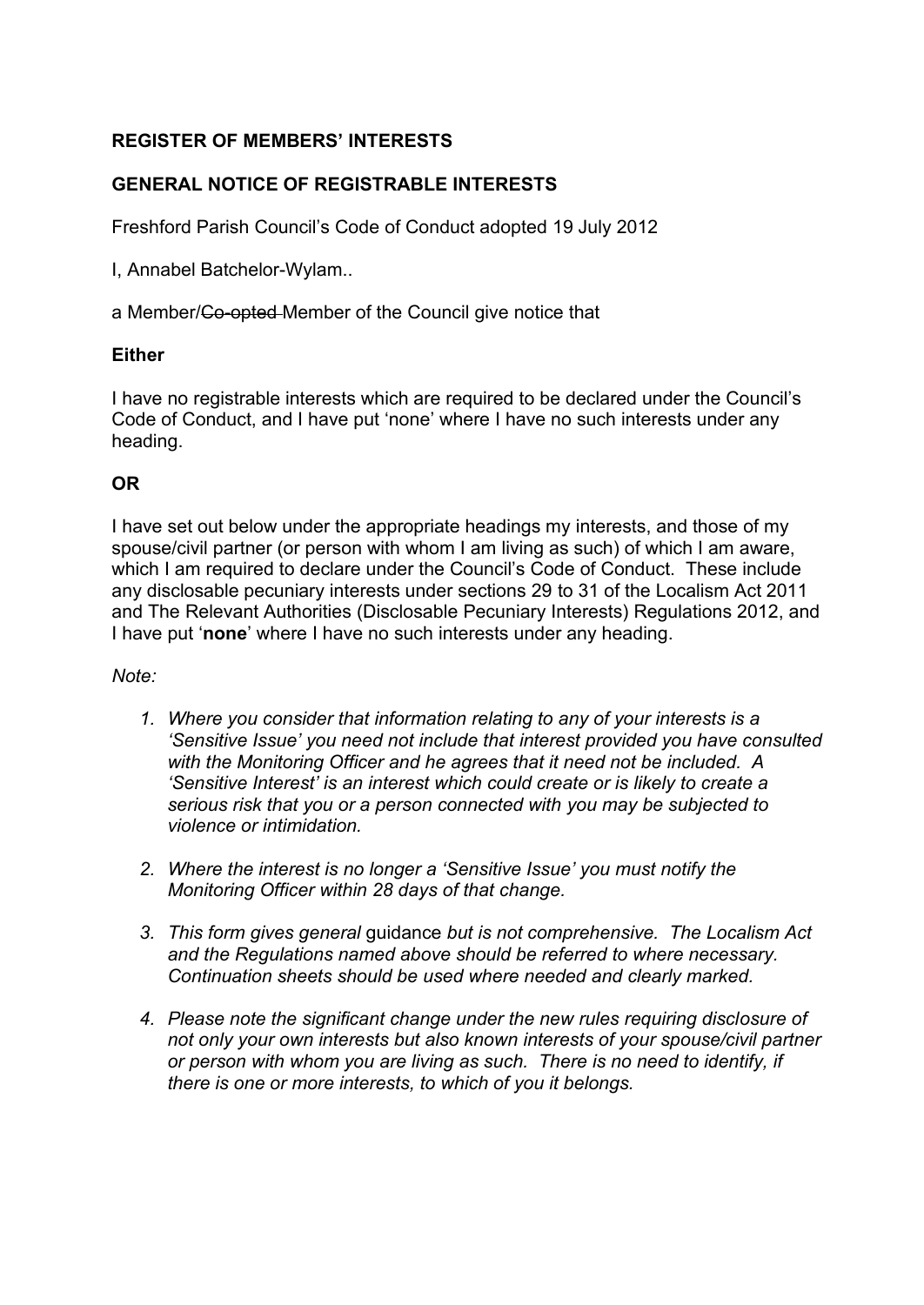**REGISTER OF MEMBERS' INTERESTS**

**GENERAL NOTICE OF REGISTRABLE INTERESTS**

Freshford Parish Council's Code of Conduct adopted 19 July 2012

I, Annabel Batchelor-Wylam..

a Member/~~Co-opted~~ Member of the Council give notice that

**Either**

I have no registrable interests which are required to be declared under the Council's Code of Conduct, and I have put 'none' where I have no such interests under any heading.

**OR**

I have set out below under the appropriate headings my interests, and those of my spouse/civil partner (or person with whom I am living as such) of which I am aware, which I am required to declare under the Council's Code of Conduct. These include any disclosable pecuniary interests under sections 29 to 31 of the Localism Act 2011 and The Relevant Authorities (Disclosable Pecuniary Interests) Regulations 2012, and I have put '**none**' where I have no such interests under any heading.

*Note:*

1. *Where you consider that information relating to any of your interests is a 'Sensitive Issue' you need not include that interest provided you have consulted with the Monitoring Officer and he agrees that it need not be included. A 'Sensitive Interest' is an interest which could create or is likely to create a serious risk that you or a person connected with you may be subjected to violence or intimidation.*

2. *Where the interest is no longer a 'Sensitive Issue' you must notify the Monitoring Officer within 28 days of that change.*

3. *This form gives general* guidance *but is not comprehensive. The Localism Act and the Regulations named above should be referred to where necessary. Continuation sheets should be used where needed and clearly marked.*

4. *Please note the significant change under the new rules requiring disclosure of not only your own interests but also known interests of your spouse/civil partner or person with whom you are living as such. There is no need to identify, if there is one or more interests, to which of you it belongs.*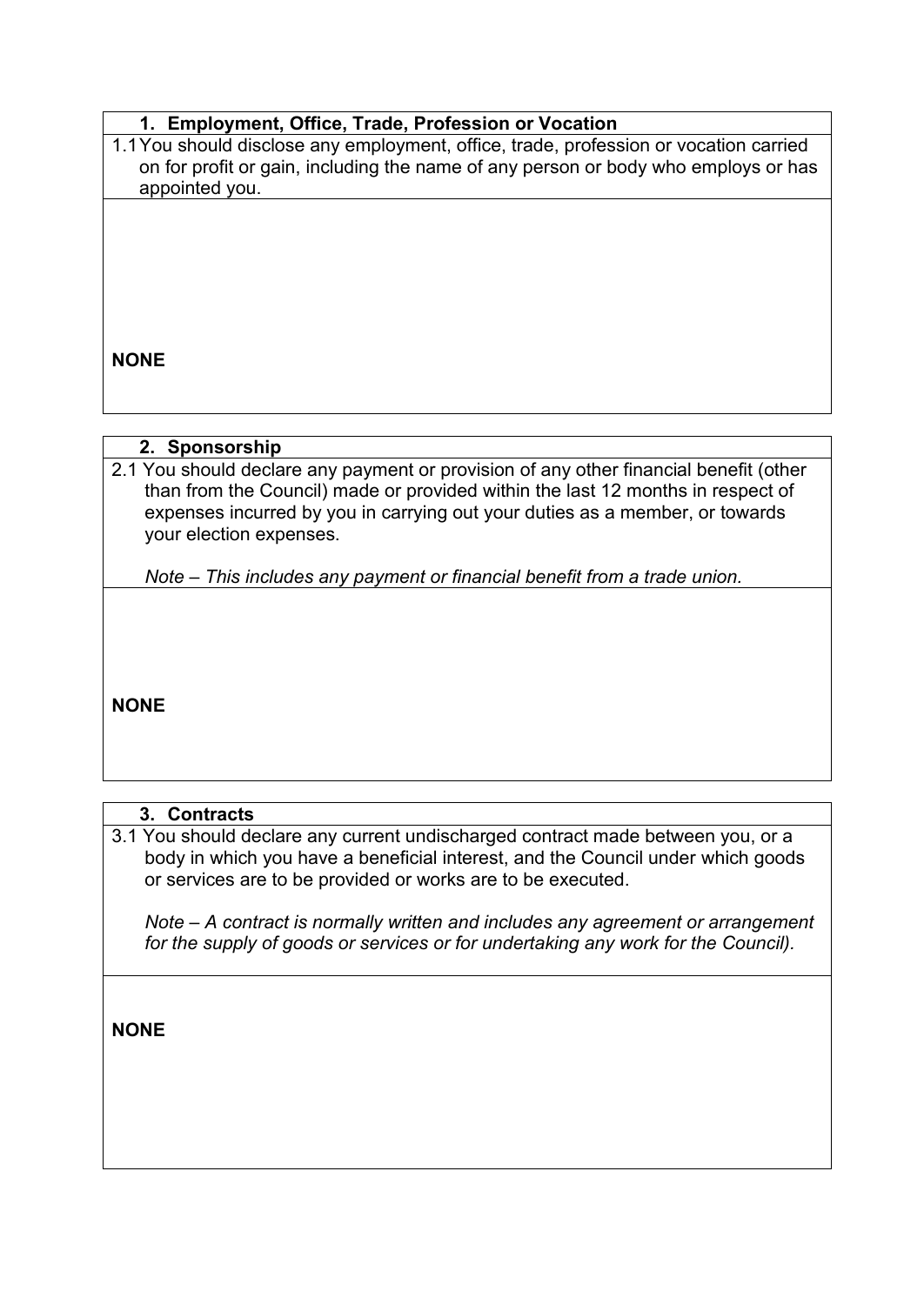## 1. Employment, Office, Trade, Profession or Vocation

1.1 You should disclose any employment, office, trade, profession or vocation carried on for profit or gain, including the name of any person or body who employs or has appointed you.

**NONE**

## 2. Sponsorship

2.1 You should declare any payment or provision of any other financial benefit (other than from the Council) made or provided within the last 12 months in respect of expenses incurred by you in carrying out your duties as a member, or towards your election expenses.

*Note – This includes any payment or financial benefit from a trade union.*

**NONE**

## 3. Contracts

3.1 You should declare any current undischarged contract made between you, or a body in which you have a beneficial interest, and the Council under which goods or services are to be provided or works are to be executed.

*Note – A contract is normally written and includes any agreement or arrangement for the supply of goods or services or for undertaking any work for the Council).*

**NONE**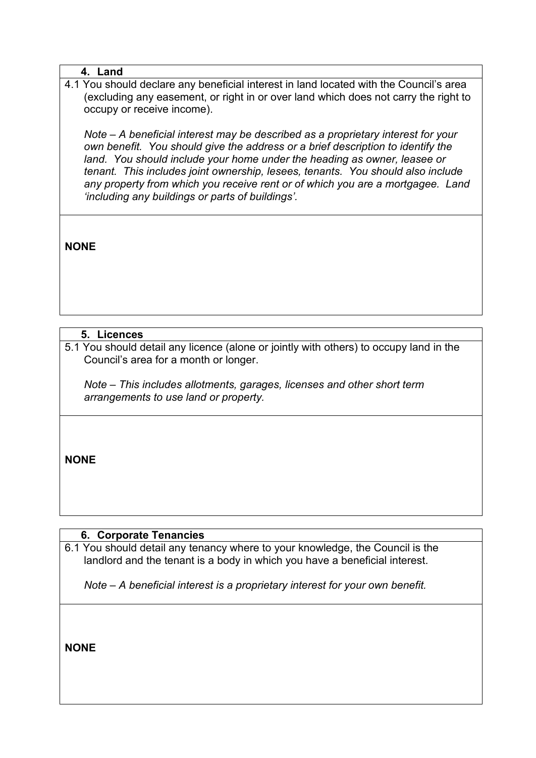## 4. Land

4.1 You should declare any beneficial interest in land located with the Council's area (excluding any easement, or right in or over land which does not carry the right to occupy or receive income).

*Note – A beneficial interest may be described as a proprietary interest for your own benefit. You should give the address or a brief description to identify the land. You should include your home under the heading as owner, leasee or tenant. This includes joint ownership, lesees, tenants. You should also include any property from which you receive rent or of which you are a mortgagee. Land 'including any buildings or parts of buildings'.*

**NONE**

## 5. Licences

5.1 You should detail any licence (alone or jointly with others) to occupy land in the Council's area for a month or longer.

*Note – This includes allotments, garages, licenses and other short term arrangements to use land or property.*

**NONE**

## 6. Corporate Tenancies

6.1 You should detail any tenancy where to your knowledge, the Council is the landlord and the tenant is a body in which you have a beneficial interest.

*Note – A beneficial interest is a proprietary interest for your own benefit.*

**NONE**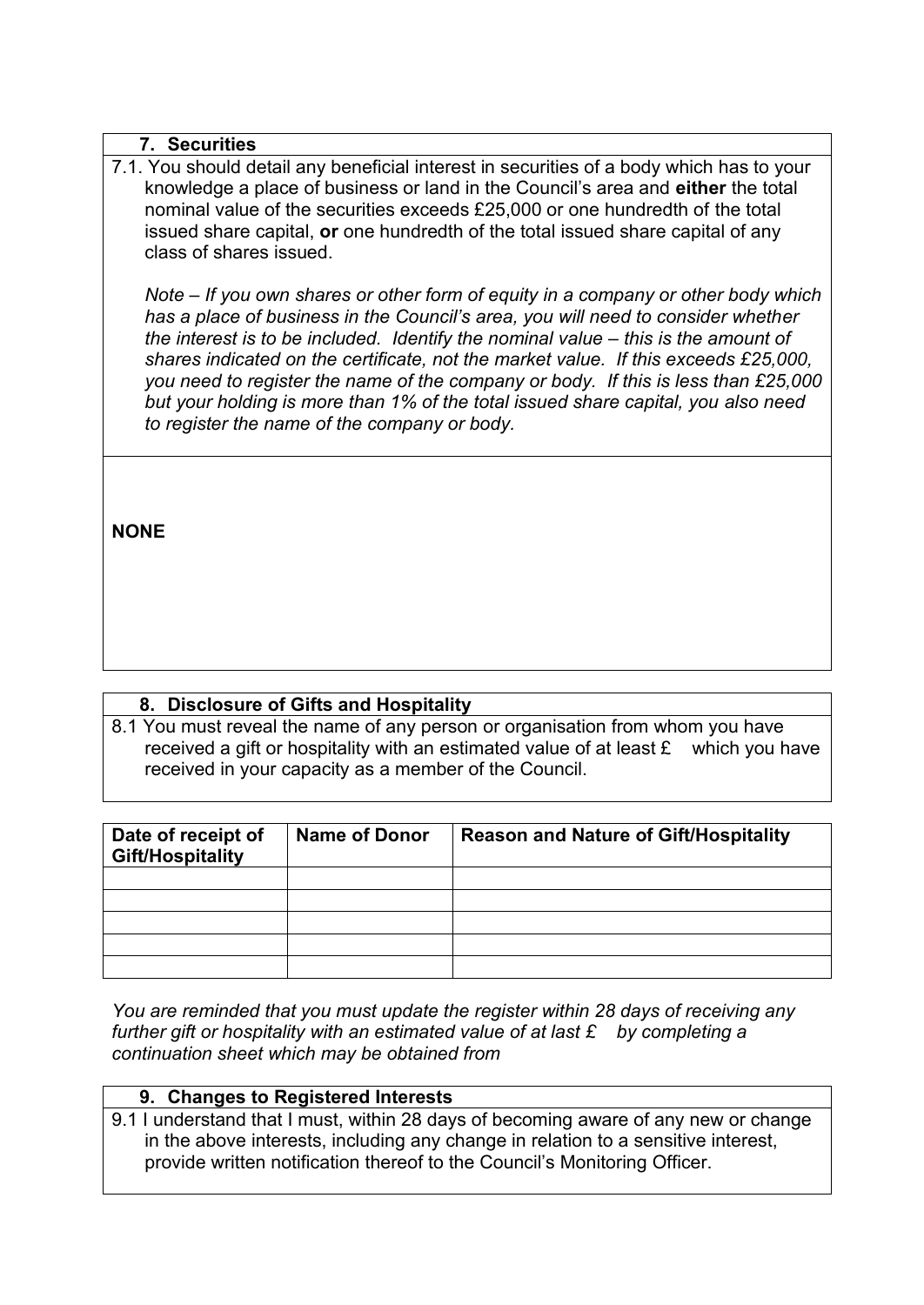## 7. Securities

7.1. You should detail any beneficial interest in securities of a body which has to your knowledge a place of business or land in the Council's area and **either** the total nominal value of the securities exceeds £25,000 or one hundredth of the total issued share capital, **or** one hundredth of the total issued share capital of any class of shares issued.

*Note – If you own shares or other form of equity in a company or other body which has a place of business in the Council's area, you will need to consider whether the interest is to be included. Identify the nominal value – this is the amount of shares indicated on the certificate, not the market value. If this exceeds £25,000, you need to register the name of the company or body. If this is less than £25,000 but your holding is more than 1% of the total issued share capital, you also need to register the name of the company or body.*

**NONE**

## 8. Disclosure of Gifts and Hospitality

8.1 You must reveal the name of any person or organisation from whom you have received a gift or hospitality with an estimated value of at least £ which you have received in your capacity as a member of the Council.

| Date of receipt of Gift/Hospitality | Name of Donor | Reason and Nature of Gift/Hospitality |
| --- | --- | --- |
| | | |
| | | |
| | | |
| | | |
| | | |

*You are reminded that you must update the register within 28 days of receiving any further gift or hospitality with an estimated value of at last £ by completing a continuation sheet which may be obtained from*

## 9. Changes to Registered Interests

9.1 I understand that I must, within 28 days of becoming aware of any new or change in the above interests, including any change in relation to a sensitive interest, provide written notification thereof to the Council's Monitoring Officer.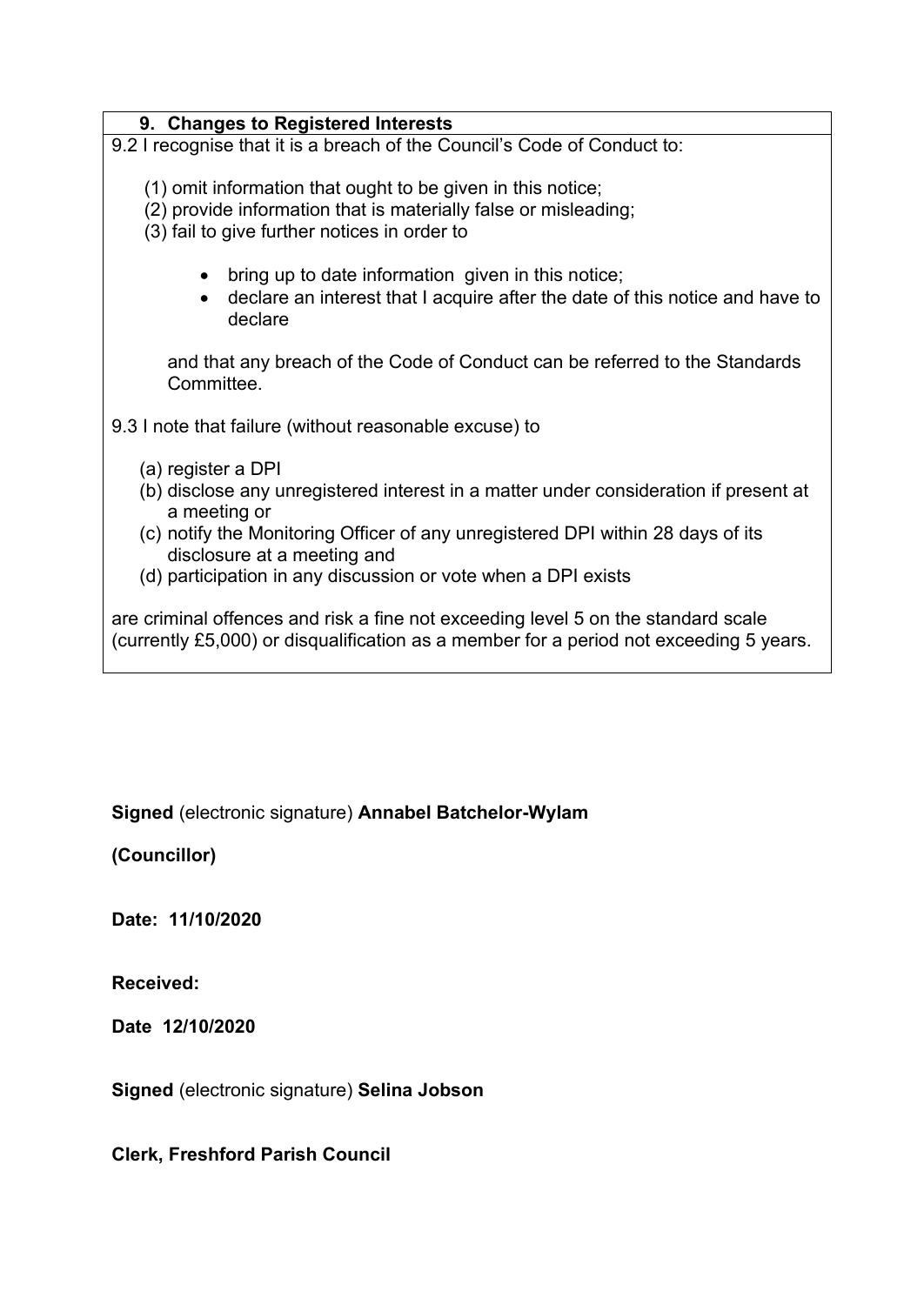## 9. Changes to Registered Interests

9.2 I recognise that it is a breach of the Council's Code of Conduct to:

(1) omit information that ought to be given in this notice;
(2) provide information that is materially false or misleading;
(3) fail to give further notices in order to

- bring up to date information given in this notice;
- declare an interest that I acquire after the date of this notice and have to declare

and that any breach of the Code of Conduct can be referred to the Standards Committee.

9.3 I note that failure (without reasonable excuse) to

(a) register a DPI
(b) disclose any unregistered interest in a matter under consideration if present at a meeting or
(c) notify the Monitoring Officer of any unregistered DPI within 28 days of its disclosure at a meeting and
(d) participation in any discussion or vote when a DPI exists

are criminal offences and risk a fine not exceeding level 5 on the standard scale (currently £5,000) or disqualification as a member for a period not exceeding 5 years.

**Signed** (electronic signature) **Annabel Batchelor-Wylam**

**(Councillor)**

**Date: 11/10/2020**

**Received:**

**Date 12/10/2020**

**Signed** (electronic signature) **Selina Jobson**

**Clerk, Freshford Parish Council**